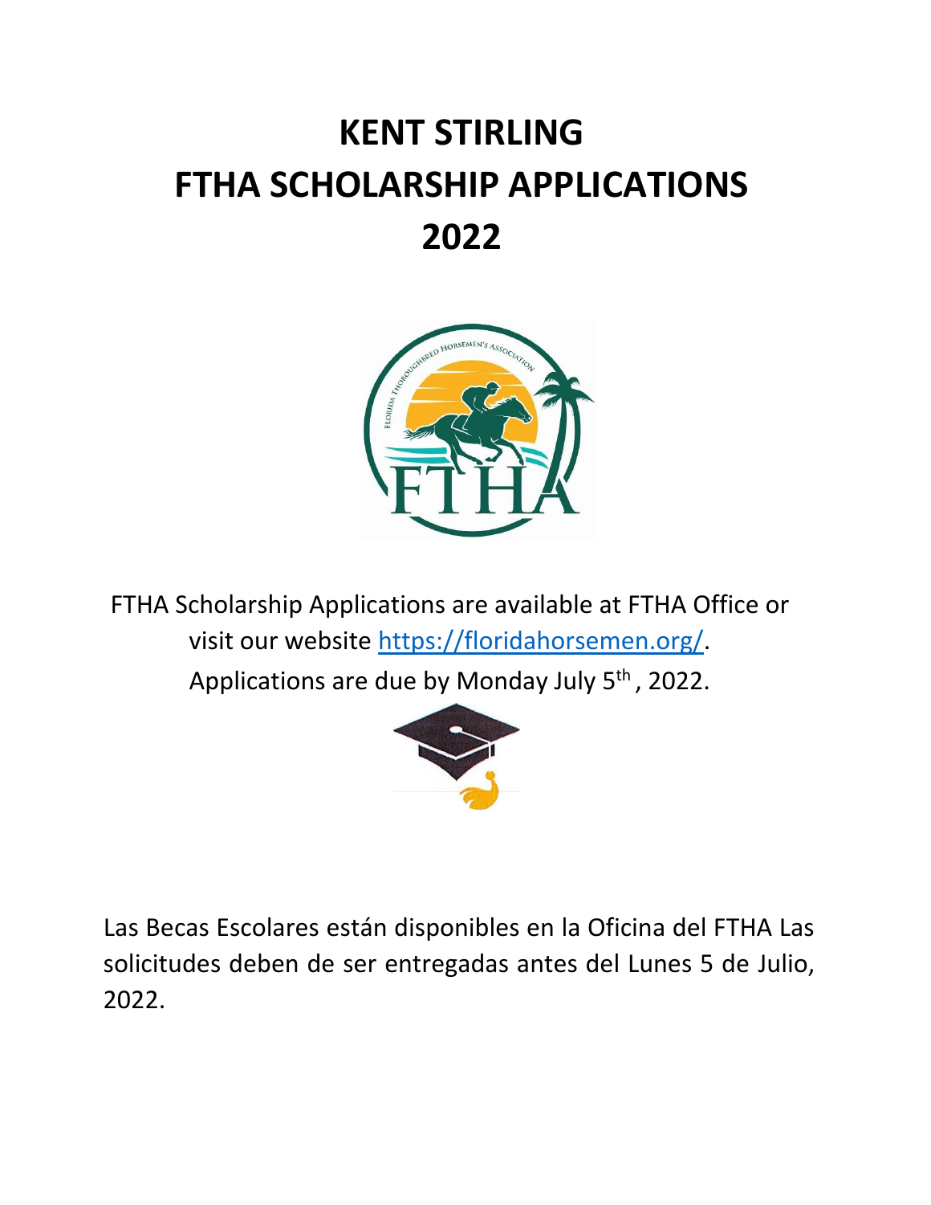# KENT STIRLING
# FTHA SCHOLARSHIP APPLICATIONS
# 2022

FTHA Scholarship Applications are available at FTHA Office or visit our website https://floridahorsemen.org/.
Applications are due by Monday July 5th, 2022.

Las Becas Escolares están disponibles en la Oficina del FTHA Las solicitudes deben de ser entregadas antes del Lunes 5 de Julio, 2022.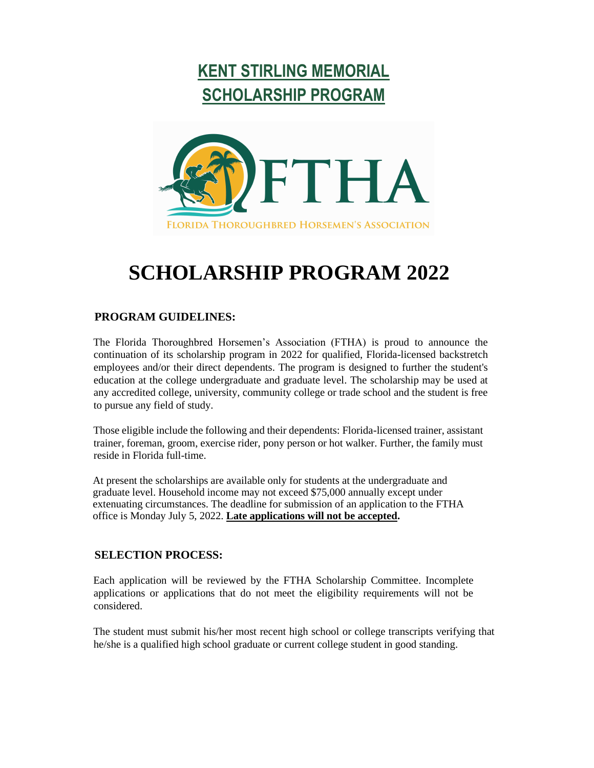# KENT STIRLING MEMORIAL SCHOLARSHIP PROGRAM

FTHA

FLORIDA THOROUGHBRED HORSEMEN'S ASSOCIATION

# SCHOLARSHIP PROGRAM 2022

## PROGRAM GUIDELINES:

The Florida Thoroughbred Horsemen's Association (FTHA) is proud to announce the continuation of its scholarship program in 2022 for qualified, Florida-licensed backstretch employees and/or their direct dependents. The program is designed to further the student's education at the college undergraduate and graduate level. The scholarship may be used at any accredited college, university, community college or trade school and the student is free to pursue any field of study.

Those eligible include the following and their dependents: Florida-licensed trainer, assistant trainer, foreman, groom, exercise rider, pony person or hot walker. Further, the family must reside in Florida full-time.

At present the scholarships are available only for students at the undergraduate and graduate level. Household income may not exceed $75,000 annually except under extenuating circumstances. The deadline for submission of an application to the FTHA office is Monday July 5, 2022. **Late applications will not be accepted.**

## SELECTION PROCESS:

Each application will be reviewed by the FTHA Scholarship Committee. Incomplete applications or applications that do not meet the eligibility requirements will not be considered.

The student must submit his/her most recent high school or college transcripts verifying that he/she is a qualified high school graduate or current college student in good standing.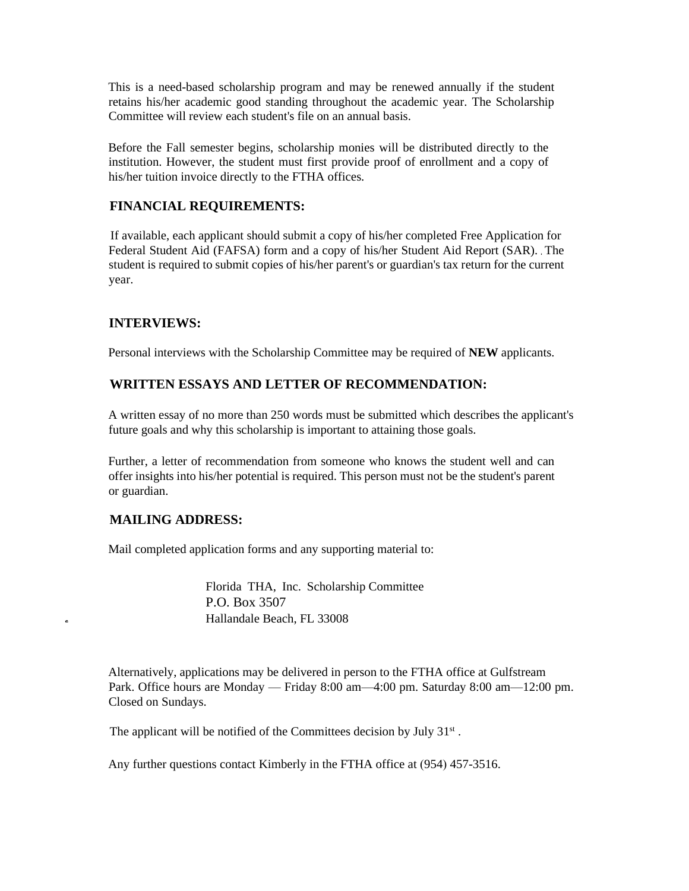This is a need-based scholarship program and may be renewed annually if the student retains his/her academic good standing throughout the academic year. The Scholarship Committee will review each student's file on an annual basis.

Before the Fall semester begins, scholarship monies will be distributed directly to the institution. However, the student must first provide proof of enrollment and a copy of his/her tuition invoice directly to the FTHA offices.

## FINANCIAL REQUIREMENTS:

If available, each applicant should submit a copy of his/her completed Free Application for Federal Student Aid (FAFSA) form and a copy of his/her Student Aid Report (SAR). The student is required to submit copies of his/her parent's or guardian's tax return for the current year.

## INTERVIEWS:

Personal interviews with the Scholarship Committee may be required of **NEW** applicants.

## WRITTEN ESSAYS AND LETTER OF RECOMMENDATION:

A written essay of no more than 250 words must be submitted which describes the applicant's future goals and why this scholarship is important to attaining those goals.

Further, a letter of recommendation from someone who knows the student well and can offer insights into his/her potential is required. This person must not be the student's parent or guardian.

## MAILING ADDRESS:

Mail completed application forms and any supporting material to:

Florida THA, Inc. Scholarship Committee
P.O. Box 3507
Hallandale Beach, FL 33008

Alternatively, applications may be delivered in person to the FTHA office at Gulfstream Park. Office hours are Monday — Friday 8:00 am—4:00 pm. Saturday 8:00 am—12:00 pm. Closed on Sundays.

The applicant will be notified of the Committees decision by July 31st .

Any further questions contact Kimberly in the FTHA office at (954) 457-3516.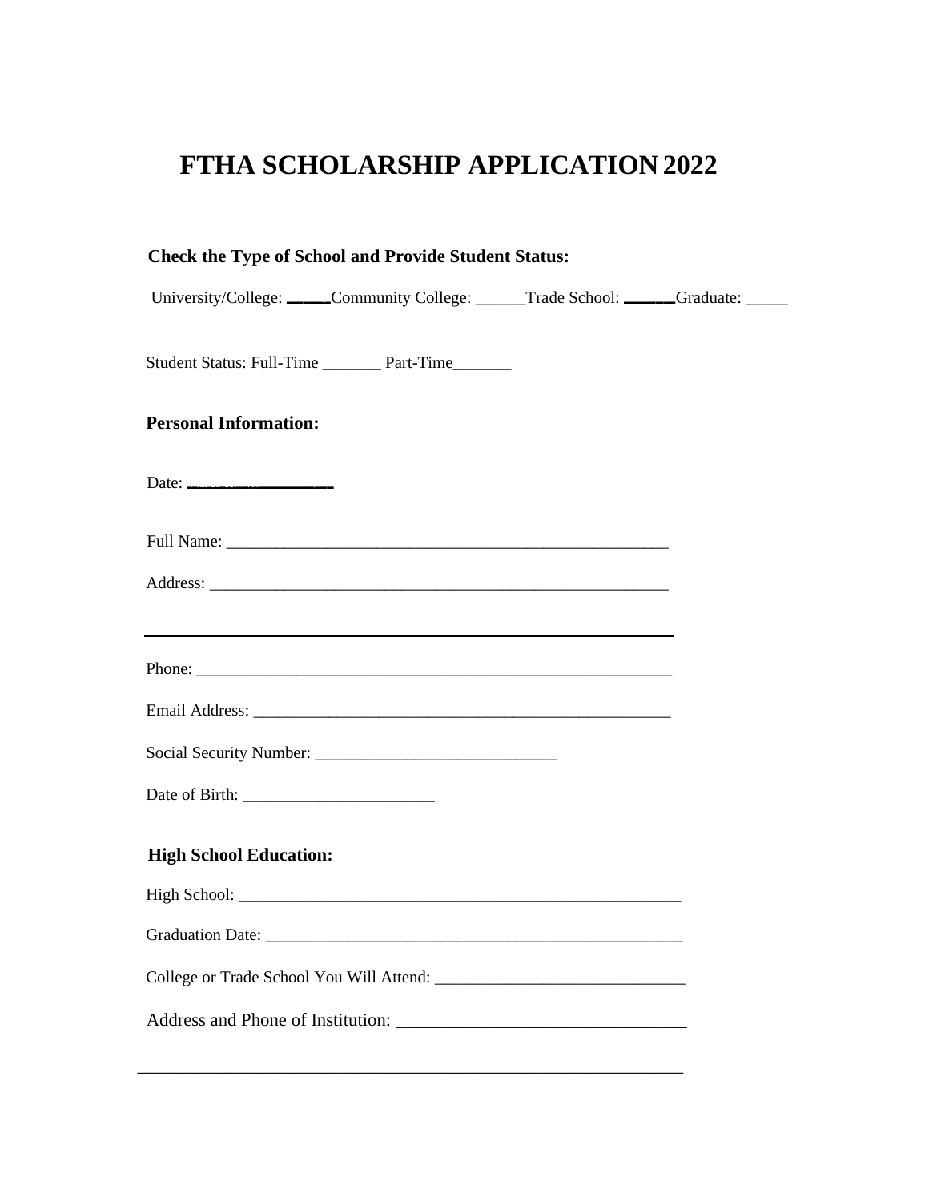# FTHA SCHOLARSHIP APPLICATION 2022

**Check the Type of School and Provide Student Status:**

University/College: _____Community College: ______Trade School: ______Graduate: _____

Student Status: Full-Time _______ Part-Time_______

**Personal Information:**

Date: ________________

Full Name: ______________________________________________________

Address: _______________________________________________________

_________________________________________________________________

Phone: __________________________________________________________

Email Address: ___________________________________________________

Social Security Number: ____________________________

Date of Birth: ______________________

**High School Education:**

High School: _____________________________________________________

Graduation Date: __________________________________________________

College or Trade School You Will Attend: _____________________________

Address and Phone of Institution: ________________________________

_________________________________________________________________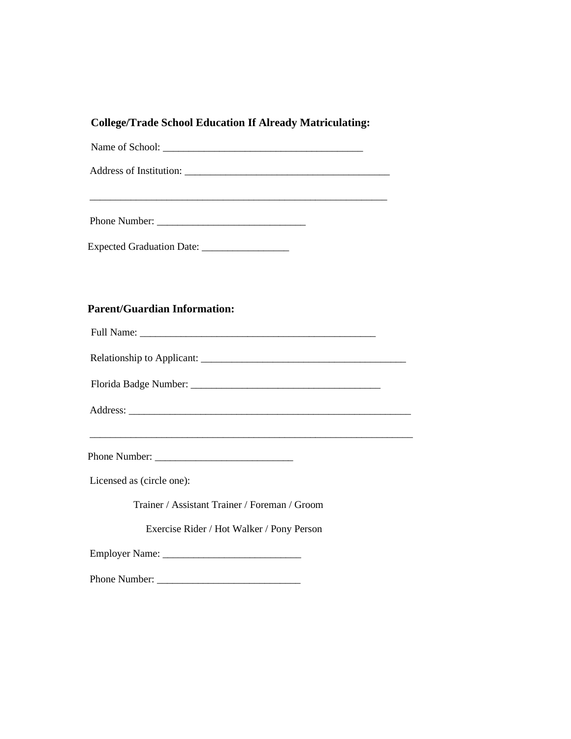**College/Trade School Education If Already Matriculating:**

Name of School: ________________________________________

Address of Institution: ________________________________________

____________________________________________________________

Phone Number: ______________________________

Expected Graduation Date: _________________

**Parent/Guardian Information:**

Full Name: ________________________________________________

Relationship to Applicant: ________________________________________

Florida Badge Number: ______________________________________

Address: __________________________________________________________

__________________________________________________________________

Phone Number: ____________________________

Licensed as (circle one):

Trainer / Assistant Trainer / Foreman / Groom

Exercise Rider / Hot Walker / Pony Person

Employer Name: ____________________________

Phone Number: _____________________________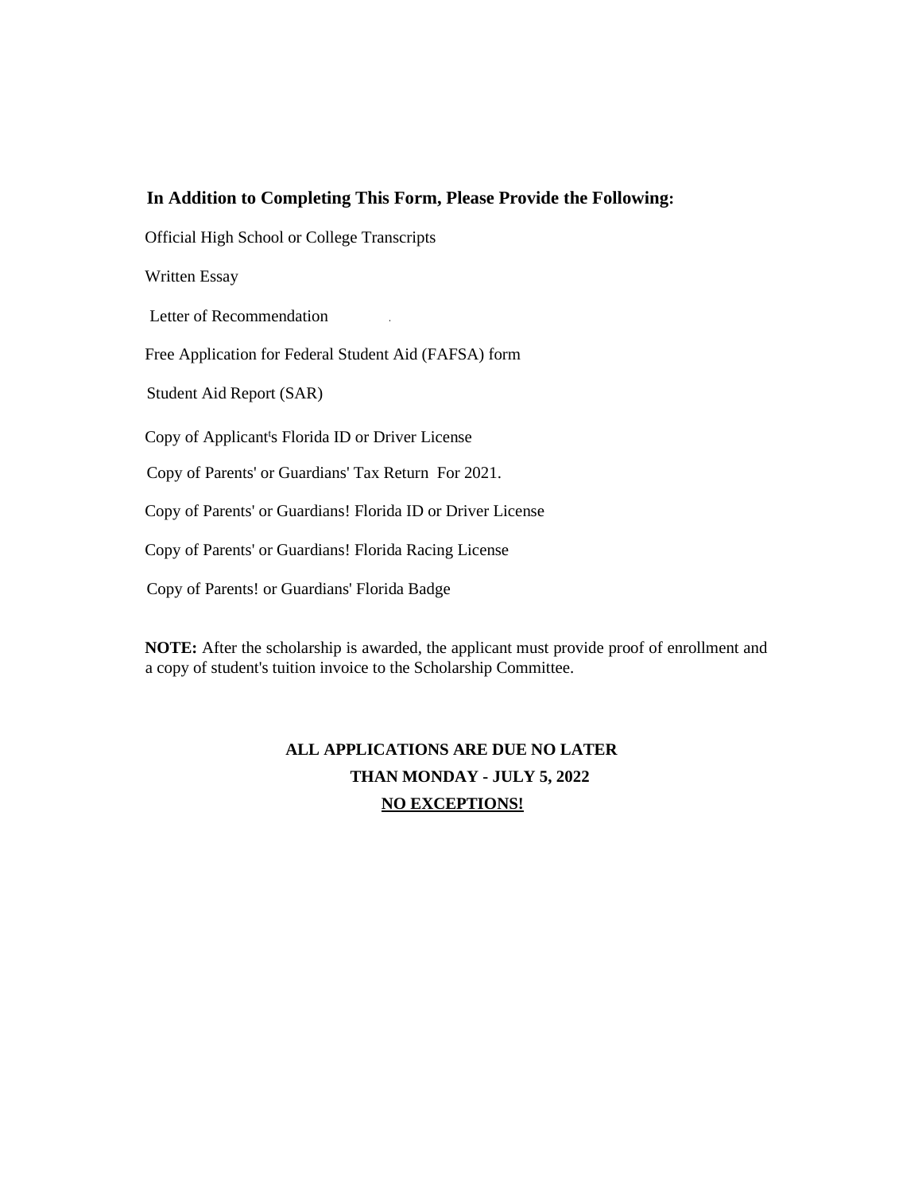**In Addition to Completing This Form, Please Provide the Following:**

Official High School or College Transcripts

Written Essay

Letter of Recommendation

Free Application for Federal Student Aid (FAFSA) form

Student Aid Report (SAR)

Copy of Applicant's Florida ID or Driver License

Copy of Parents' or Guardians' Tax Return For 2021.

Copy of Parents' or Guardians! Florida ID or Driver License

Copy of Parents' or Guardians! Florida Racing License

Copy of Parents! or Guardians' Florida Badge

**NOTE:** After the scholarship is awarded, the applicant must provide proof of enrollment and a copy of student's tuition invoice to the Scholarship Committee.

**ALL APPLICATIONS ARE DUE NO LATER THAN MONDAY - JULY 5, 2022**

**<u>NO EXCEPTIONS!</u>**